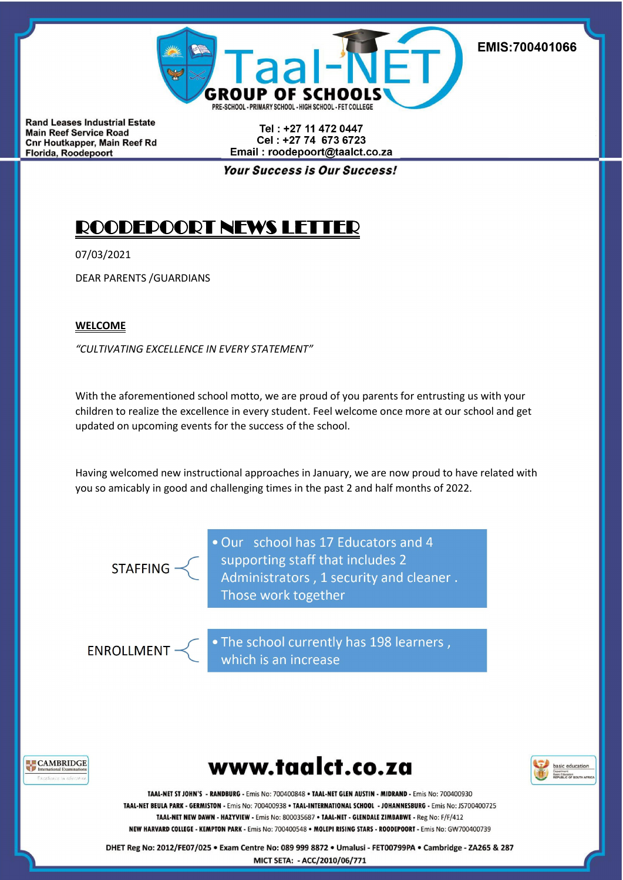**EMIS:700401066**

**Taal-NET GROUP OF SCHOOLS**

PRE-SCHOOL - PRIMARY SCHOOL - HIGH SCHOOL - FET COLLEGE

**Rand Leases Industrial Estate**
**Main Reef Service Road**
**Cnr Houtkapper, Main Reef Rd**
**Florida, Roodepoort**

**Tel : +27 11 472 0447**
**Cel : +27 74 673 6723**
**Email : roodepoort@taalct.co.za**

***Your Success is Our Success!***

# ROODEPOORT NEWS LETTER

07/03/2021

DEAR PARENTS /GUARDIANS

**WELCOME**

*"CULTIVATING EXCELLENCE IN EVERY STATEMENT"*

With the aforementioned school motto, we are proud of you parents for entrusting us with your children to realize the excellence in every student. Feel welcome once more at our school and get updated on upcoming events for the success of the school.

Having welcomed new instructional approaches in January, we are now proud to have related with you so amicably in good and challenging times in the past 2 and half months of 2022.

STAFFING

- Our school has 17 Educators and 4 supporting staff that includes 2 Administrators , 1 security and cleaner . Those work together

ENROLLMENT

- The school currently has 198 learners , which is an increase

**www.taalct.co.za**

**TAAL-NET ST JOHN'S - RANDBURG** - Emis No: 700400848 • **TAAL-NET GLEN AUSTIN - MIDRAND** - Emis No: 700400930
**TAAL-NET BEULA PARK - GERMISTON** - Emis No: 700400938 • **TAAL-INTERNATIONAL SCHOOL - JOHANNESBURG** - Emis No: JS700400725
**TAAL-NET NEW DAWN - HAZYVIEW** - Emis No: 800035687 • **TAAL-NET - GLENDALE ZIMBABWE** - Reg No: F/F/412
**NEW HARVARD COLLEGE - KEMPTON PARK** - Emis No: 700400548 • **MOLEPI RISING STARS - ROODEPOORT** - Emis No: GW700400739

**DHET Reg No: 2012/FE07/025 • Exam Centre No: 089 999 8872 • Umalusi - FET00799PA • Cambridge - ZA265 & 287**
**MICT SETA: - ACC/2010/06/771**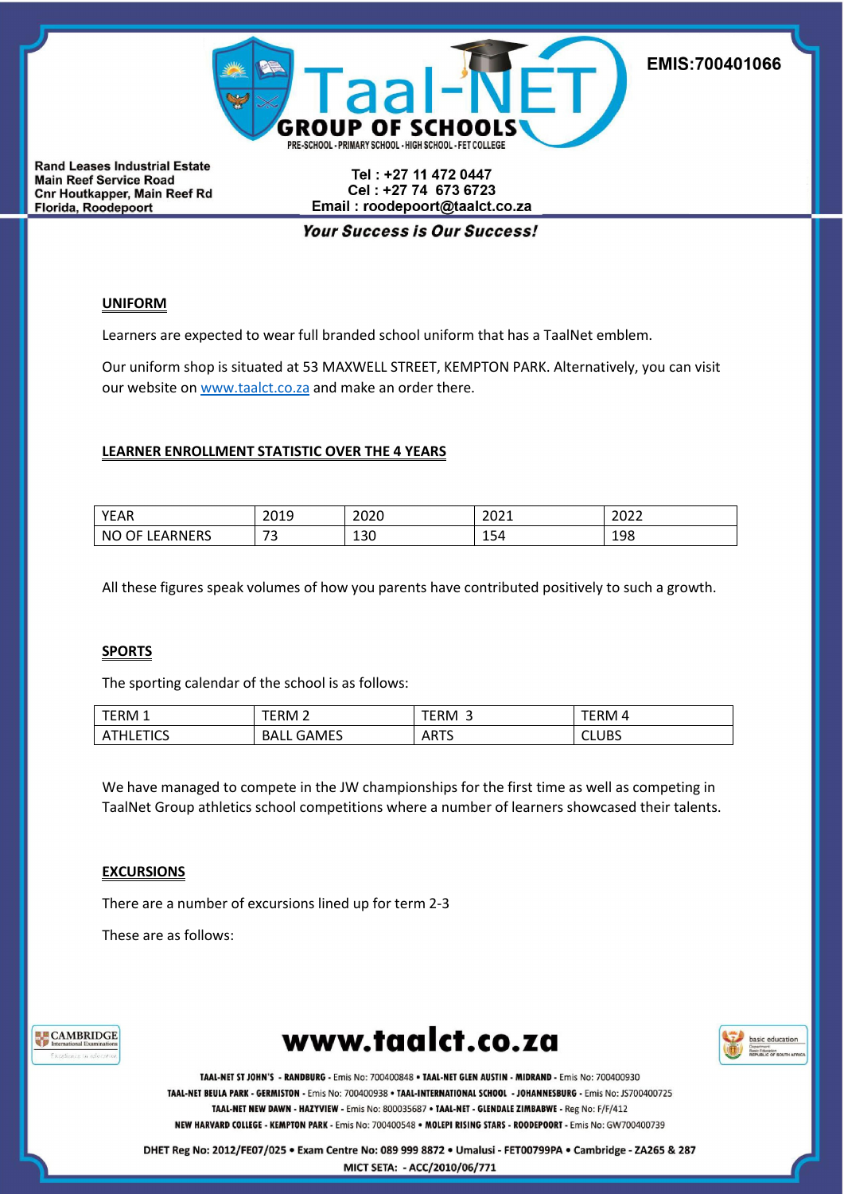## UNIFORM

Learners are expected to wear full branded school uniform that has a TaalNet emblem.

Our uniform shop is situated at 53 MAXWELL STREET, KEMPTON PARK. Alternatively, you can visit our website on www.taalct.co.za and make an order there.

## LEARNER ENROLLMENT STATISTIC OVER THE 4 YEARS

| YEAR | 2019 | 2020 | 2021 | 2022 |
|---|---|---|---|---|
| NO OF LEARNERS | 73 | 130 | 154 | 198 |

All these figures speak volumes of how you parents have contributed positively to such a growth.

## SPORTS

The sporting calendar of the school is as follows:

| TERM 1 | TERM 2 | TERM 3 | TERM 4 |
|---|---|---|---|
| ATHLETICS | BALL GAMES | ARTS | CLUBS |

We have managed to compete in the JW championships for the first time as well as competing in TaalNet Group athletics school competitions where a number of learners showcased their talents.

## EXCURSIONS

There are a number of excursions lined up for term 2-3

These are as follows: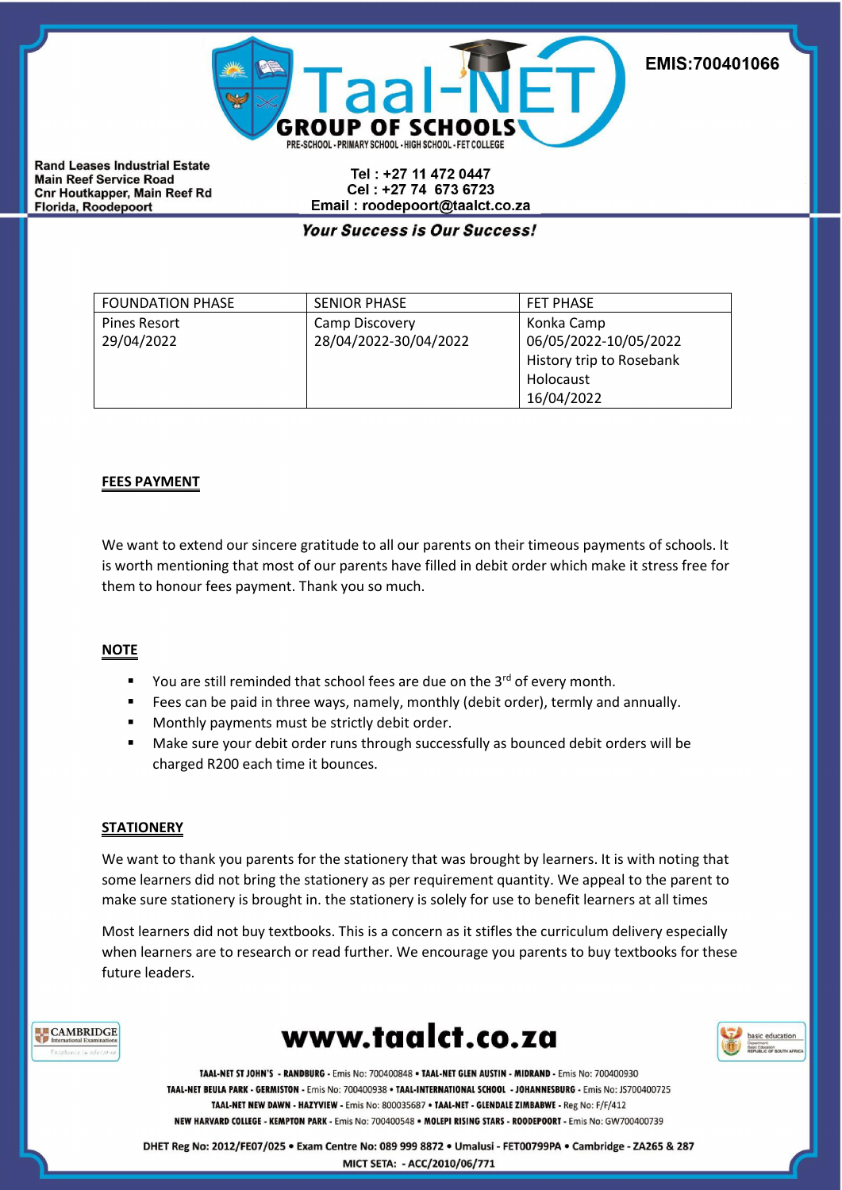| FOUNDATION PHASE | SENIOR PHASE | FET PHASE |
| --- | --- | --- |
| Pines Resort<br>29/04/2022 | Camp Discovery<br>28/04/2022-30/04/2022 | Konka Camp<br>06/05/2022-10/05/2022<br>History trip to Rosebank Holocaust<br>16/04/2022 |

**FEES PAYMENT**

We want to extend our sincere gratitude to all our parents on their timeous payments of schools. It is worth mentioning that most of our parents have filled in debit order which make it stress free for them to honour fees payment. Thank you so much.

**NOTE**

- You are still reminded that school fees are due on the 3rd of every month.
- Fees can be paid in three ways, namely, monthly (debit order), termly and annually.
- Monthly payments must be strictly debit order.
- Make sure your debit order runs through successfully as bounced debit orders will be charged R200 each time it bounces.

**STATIONERY**

We want to thank you parents for the stationery that was brought by learners. It is with noting that some learners did not bring the stationery as per requirement quantity. We appeal to the parent to make sure stationery is brought in. the stationery is solely for use to benefit learners at all times

Most learners did not buy textbooks. This is a concern as it stifles the curriculum delivery especially when learners are to research or read further. We encourage you parents to buy textbooks for these future leaders.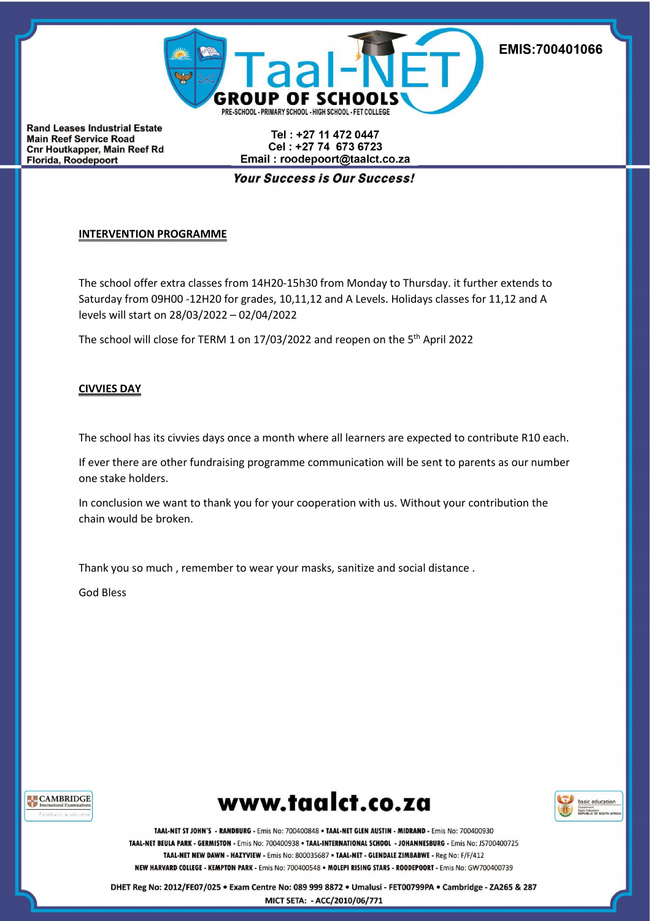## INTERVENTION PROGRAMME

The school offer extra classes from 14H20-15h30 from Monday to Thursday. it further extends to Saturday from 09H00 -12H20 for grades, 10,11,12 and A Levels. Holidays classes for 11,12 and A levels will start on 28/03/2022 – 02/04/2022

The school will close for TERM 1 on 17/03/2022 and reopen on the 5th April 2022

## CIVVIES DAY

The school has its civvies days once a month where all learners are expected to contribute R10 each.

If ever there are other fundraising programme communication will be sent to parents as our number one stake holders.

In conclusion we want to thank you for your cooperation with us. Without your contribution the chain would be broken.

Thank you so much , remember to wear your masks, sanitize and social distance .

God Bless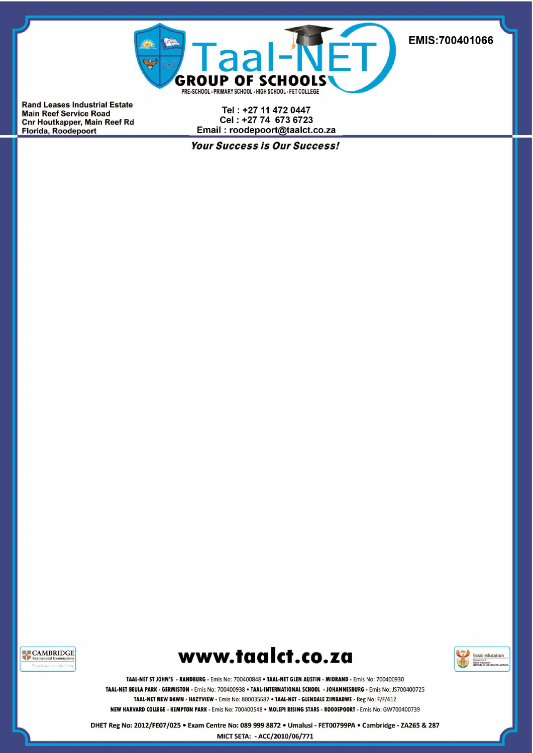EMIS:700401066

# Taal-NET

## GROUP OF SCHOOLS

PRE-SCHOOL - PRIMARY SCHOOL - HIGH SCHOOL - FET COLLEGE

**Rand Leases Industrial Estate**
**Main Reef Service Road**
**Cnr Houtkapper, Main Reef Rd**
**Florida, Roodepoort**

**Tel : +27 11 472 0447**
**Cel : +27 74 673 6723**
**Email : roodepoort@taalct.co.za**

***Your Success is Our Success!***

CAMBRIDGE International Examinations

# www.taalct.co.za

basic education — Department: Basic Education, REPUBLIC OF SOUTH AFRICA

**TAAL-NET ST JOHN'S - RANDBURG** - Emis No: 700400848 • **TAAL-NET GLEN AUSTIN - MIDRAND** - Emis No: 700400930
**TAAL-NET BEULA PARK - GERMISTON** - Emis No: 700400938 • **TAAL-INTERNATIONAL SCHOOL - JOHANNESBURG** - Emis No: JS700400725
**TAAL-NET NEW DAWN - HAZYVIEW** - Emis No: 800035687 • **TAAL-NET - GLENDALE ZIMBABWE** - Reg No: F/F/412
**NEW HARVARD COLLEGE - KEMPTON PARK** - Emis No: 700400548 • **MOLEPI RISING STARS - ROODEPOORT** - Emis No: GW700400739

**DHET Reg No: 2012/FE07/025 • Exam Centre No: 089 999 8872 • Umalusi - FET00799PA • Cambridge - ZA265 & 287**
**MICT SETA: - ACC/2010/06/771**